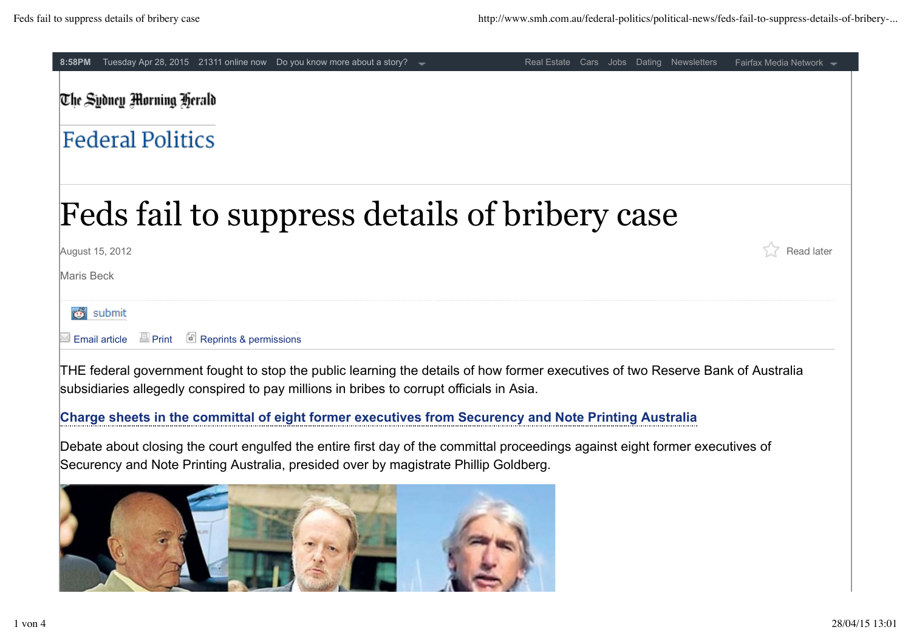The Sydney Morning Herald

Federal Politics

# Feds fail to suppress details of bribery case

August 15, 2012

Maris Beck

submit

Email article Print Reprints & permissions

THE federal government fought to stop the public learning the details of how former executives of two Reserve Bank of Australia subsidiaries allegedly conspired to pay millions in bribes to corrupt officials in Asia.

**Charge sheets in the committal of eight former executives from Securency and Note Printing Australia**

Debate about closing the court engulfed the entire first day of the committal proceedings against eight former executives of Securency and Note Printing Australia, presided over by magistrate Phillip Goldberg.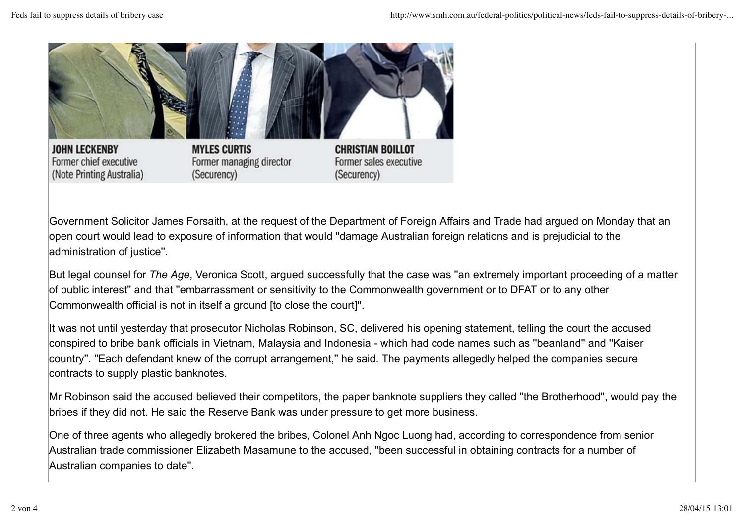JOHN LECKENBY
Former chief executive
(Note Printing Australia)

MYLES CURTIS
Former managing director
(Securency)

CHRISTIAN BOILLOT
Former sales executive
(Securency)

Government Solicitor James Forsaith, at the request of the Department of Foreign Affairs and Trade had argued on Monday that an open court would lead to exposure of information that would ''damage Australian foreign relations and is prejudicial to the administration of justice''.

But legal counsel for *The Age*, Veronica Scott, argued successfully that the case was ''an extremely important proceeding of a matter of public interest'' and that ''embarrassment or sensitivity to the Commonwealth government or to DFAT or to any other Commonwealth official is not in itself a ground [to close the court]''.

It was not until yesterday that prosecutor Nicholas Robinson, SC, delivered his opening statement, telling the court the accused conspired to bribe bank officials in Vietnam, Malaysia and Indonesia - which had code names such as ''beanland'' and ''Kaiser country''. ''Each defendant knew of the corrupt arrangement,'' he said. The payments allegedly helped the companies secure contracts to supply plastic banknotes.

Mr Robinson said the accused believed their competitors, the paper banknote suppliers they called ''the Brotherhood'', would pay the bribes if they did not. He said the Reserve Bank was under pressure to get more business.

One of three agents who allegedly brokered the bribes, Colonel Anh Ngoc Luong had, according to correspondence from senior Australian trade commissioner Elizabeth Masamune to the accused, ''been successful in obtaining contracts for a number of Australian companies to date''.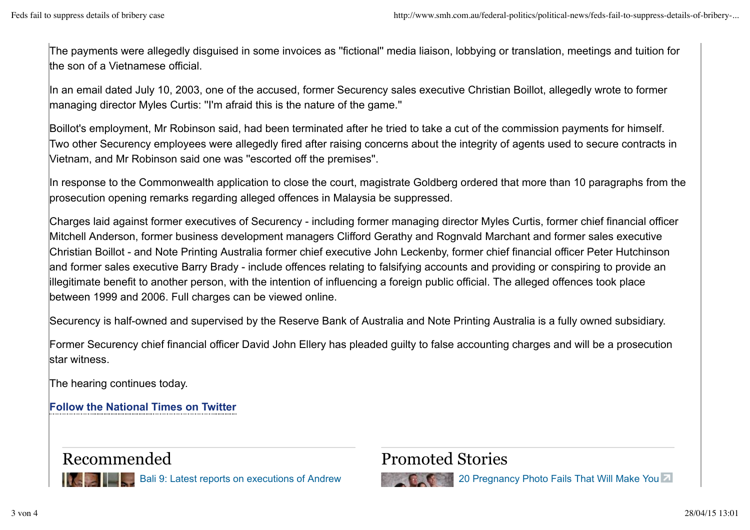The payments were allegedly disguised in some invoices as "fictional" media liaison, lobbying or translation, meetings and tuition for the son of a Vietnamese official.

In an email dated July 10, 2003, one of the accused, former Securency sales executive Christian Boillot, allegedly wrote to former managing director Myles Curtis: "I'm afraid this is the nature of the game."

Boillot's employment, Mr Robinson said, had been terminated after he tried to take a cut of the commission payments for himself. Two other Securency employees were allegedly fired after raising concerns about the integrity of agents used to secure contracts in Vietnam, and Mr Robinson said one was "escorted off the premises".

In response to the Commonwealth application to close the court, magistrate Goldberg ordered that more than 10 paragraphs from the prosecution opening remarks regarding alleged offences in Malaysia be suppressed.

Charges laid against former executives of Securency - including former managing director Myles Curtis, former chief financial officer Mitchell Anderson, former business development managers Clifford Gerathy and Rognvald Marchant and former sales executive Christian Boillot - and Note Printing Australia former chief executive John Leckenby, former chief financial officer Peter Hutchinson and former sales executive Barry Brady - include offences relating to falsifying accounts and providing or conspiring to provide an illegitimate benefit to another person, with the intention of influencing a foreign public official. The alleged offences took place between 1999 and 2006. Full charges can be viewed online.

Securency is half-owned and supervised by the Reserve Bank of Australia and Note Printing Australia is a fully owned subsidiary.

Former Securency chief financial officer David John Ellery has pleaded guilty to false accounting charges and will be a prosecution star witness.

The hearing continues today.

**Follow the National Times on Twitter**

## Recommended

Bali 9: Latest reports on executions of Andrew

## Promoted Stories

20 Pregnancy Photo Fails That Will Make You